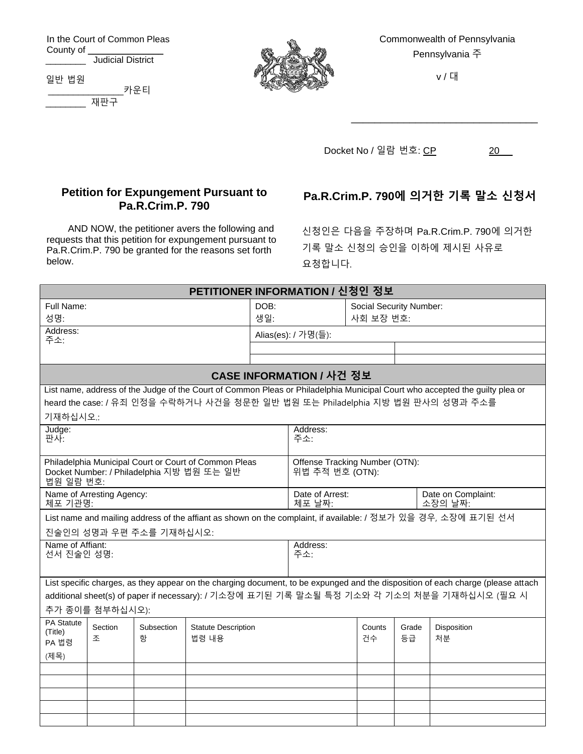In the Court of Common Pleas
County of ______________
________ Judicial District

일반 법원
______________카운티
________ 재판구

Commonwealth of Pennsylvania
Pennsylvania 주

v / 대

________________________________

Docket No / 일람 번호: CP 20

## Petition for Expungement Pursuant to Pa.R.Crim.P. 790

## Pa.R.Crim.P. 790에 의거한 기록 말소 신청서

AND NOW, the petitioner avers the following and requests that this petition for expungement pursuant to Pa.R.Crim.P. 790 be granted for the reasons set forth below.

신청인은 다음을 주장하며 Pa.R.Crim.P. 790에 의거한 기록 말소 신청의 승인을 이하에 제시된 사유로 요청합니다.

| **PETITIONER INFORMATION / 신청인 정보** | | |
|---|---|---|
| Full Name:<br>성명: | DOB:<br>생일: | Social Security Number:<br>사회 보장 번호: |
| Address:<br>주소: | Alias(es): / 가명(들): | |
| | | |
| | | |

| **CASE INFORMATION / 사건 정보** | | |
|---|---|---|
| List name, address of the Judge of the Court of Common Pleas or Philadelphia Municipal Court who accepted the guilty plea or heard the case: / 유죄 인정을 수락하거나 사건을 청문한 일반 법원 또는 Philadelphia 지방 법원 판사의 성명과 주소를 기재하십시오.: | | |
| Judge:<br>판사: | Address:<br>주소: | |
| Philadelphia Municipal Court or Court of Common Pleas Docket Number: / Philadelphia 지방 법원 또는 일반 법원 일람 번호: | Offense Tracking Number (OTN):<br>위법 추적 번호 (OTN): | |
| Name of Arresting Agency:<br>체포 기관명: | Date of Arrest:<br>체포 날짜: | Date on Complaint:<br>소장의 날짜: |
| List name and mailing address of the affiant as shown on the complaint, if available: / 정보가 있을 경우, 소장에 표기된 선서 진술인의 성명과 우편 주소를 기재하십시오: | | |
| Name of Affiant:<br>선서 진술인 성명: | Address:<br>주소: | |

List specific charges, as they appear on the charging document, to be expunged and the disposition of each charge (please attach additional sheet(s) of paper if necessary): / 기소장에 표기된 기록 말소될 특정 기소와 각 기소의 처분을 기재하십시오 (필요 시 추가 종이를 첨부하십시오):

| PA Statute (Title)<br>PA 법령 (제목) | Section<br>조 | Subsection<br>항 | Statute Description<br>법령 내용 | Counts<br>건수 | Grade<br>등급 | Disposition<br>처분 |
|---|---|---|---|---|---|---|
| | | | | | | |
| | | | | | | |
| | | | | | | |
| | | | | | | |
| | | | | | | |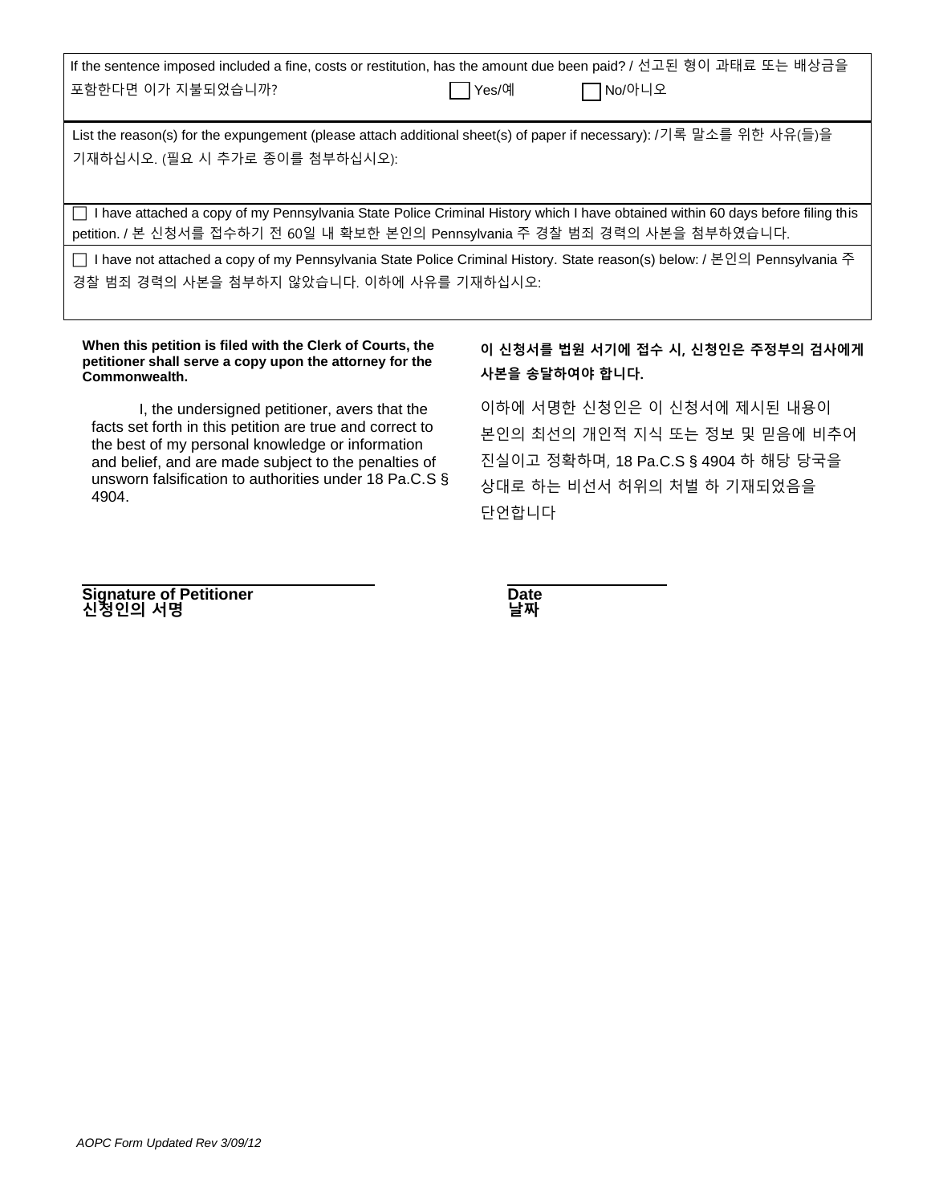If the sentence imposed included a fine, costs or restitution, has the amount due been paid? / 선고된 형이 과태료 또는 배상금을 포함한다면 이가 지불되었습니까? ☐ Yes/예 ☐ No/아니오

List the reason(s) for the expungement (please attach additional sheet(s) of paper if necessary): /기록 말소를 위한 사유(들)을 기재하십시오. (필요 시 추가로 종이를 첨부하십시오):

☐ I have attached a copy of my Pennsylvania State Police Criminal History which I have obtained within 60 days before filing this petition. / 본 신청서를 접수하기 전 60일 내 확보한 본인의 Pennsylvania 주 경찰 범죄 경력의 사본을 첨부하였습니다.

☐ I have not attached a copy of my Pennsylvania State Police Criminal History. State reason(s) below: / 본인의 Pennsylvania 주 경찰 범죄 경력의 사본을 첨부하지 않았습니다. 이하에 사유를 기재하십시오:

**When this petition is filed with the Clerk of Courts, the petitioner shall serve a copy upon the attorney for the Commonwealth.**

I, the undersigned petitioner, avers that the facts set forth in this petition are true and correct to the best of my personal knowledge or information and belief, and are made subject to the penalties of unsworn falsification to authorities under 18 Pa.C.S § 4904.

**이 신청서를 법원 서기에 접수 시, 신청인은 주정부의 검사에게 사본을 송달하여야 합니다.**

이하에 서명한 신청인은 이 신청서에 제시된 내용이 본인의 최선의 개인적 지식 또는 정보 및 믿음에 비추어 진실이고 정확하며, 18 Pa.C.S § 4904 하 해당 당국을 상대로 하는 비선서 허위의 처벌 하 기재되었음을 단언합니다

______________________________
**Signature of Petitioner**
**신청인의 서명**

______________________________
**Date**
**날짜**

*AOPC Form Updated Rev 3/09/12*